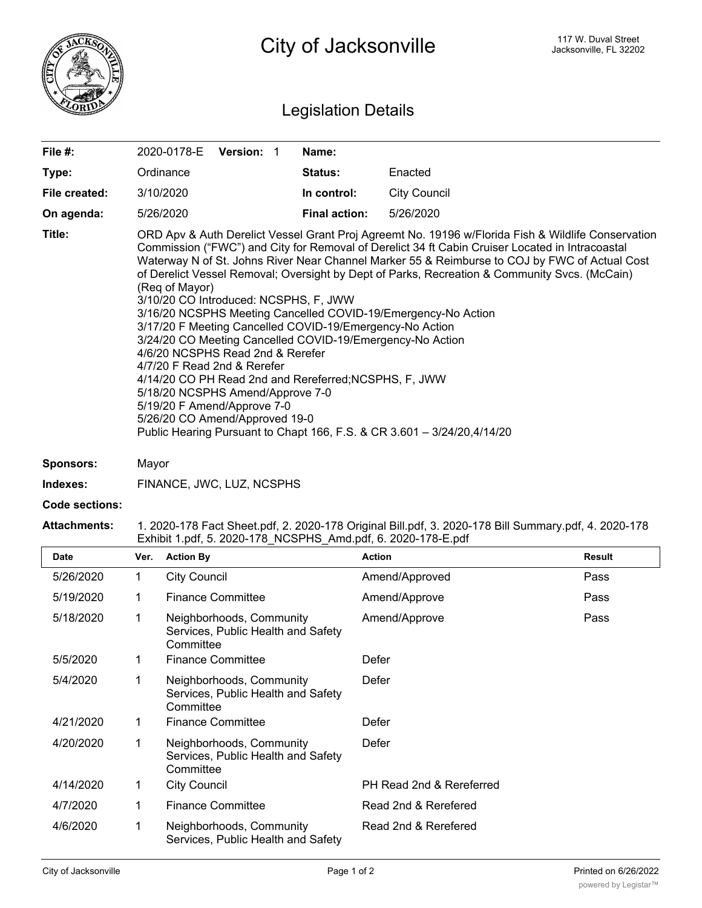# City of Jacksonville

117 W. Duval Street
Jacksonville, FL 32202

## Legislation Details

| | | | |
|---|---|---|---|
| **File #:** | 2020-0178-E **Version:** 1 | **Name:** | |
| **Type:** | Ordinance | **Status:** | Enacted |
| **File created:** | 3/10/2020 | **In control:** | City Council |
| **On agenda:** | 5/26/2020 | **Final action:** | 5/26/2020 |

**Title:** ORD Apv & Auth Derelict Vessel Grant Proj Agreemt No. 19196 w/Florida Fish & Wildlife Conservation Commission ("FWC") and City for Removal of Derelict 34 ft Cabin Cruiser Located in Intracoastal Waterway N of St. Johns River Near Channel Marker 55 & Reimburse to COJ by FWC of Actual Cost of Derelict Vessel Removal; Oversight by Dept of Parks, Recreation & Community Svcs. (McCain) (Req of Mayor)
3/10/20 CO Introduced: NCSPHS, F, JWW
3/16/20 NCSPHS Meeting Cancelled COVID-19/Emergency-No Action
3/17/20 F Meeting Cancelled COVID-19/Emergency-No Action
3/24/20 CO Meeting Cancelled COVID-19/Emergency-No Action
4/6/20 NCSPHS Read 2nd & Rerefer
4/7/20 F Read 2nd & Rerefer
4/14/20 CO PH Read 2nd and Rereferred;NCSPHS, F, JWW
5/18/20 NCSPHS Amend/Approve 7-0
5/19/20 F Amend/Approve 7-0
5/26/20 CO Amend/Approved 19-0
Public Hearing Pursuant to Chapt 166, F.S. & CR 3.601 – 3/24/20,4/14/20

**Sponsors:** Mayor

**Indexes:** FINANCE, JWC, LUZ, NCSPHS

**Code sections:**

**Attachments:** 1. 2020-178 Fact Sheet.pdf, 2. 2020-178 Original Bill.pdf, 3. 2020-178 Bill Summary.pdf, 4. 2020-178 Exhibit 1.pdf, 5. 2020-178_NCSPHS_Amd.pdf, 6. 2020-178-E.pdf

| Date | Ver. | Action By | Action | Result |
|---|---|---|---|---|
| 5/26/2020 | 1 | City Council | Amend/Approved | Pass |
| 5/19/2020 | 1 | Finance Committee | Amend/Approve | Pass |
| 5/18/2020 | 1 | Neighborhoods, Community Services, Public Health and Safety Committee | Amend/Approve | Pass |
| 5/5/2020 | 1 | Finance Committee | Defer | |
| 5/4/2020 | 1 | Neighborhoods, Community Services, Public Health and Safety Committee | Defer | |
| 4/21/2020 | 1 | Finance Committee | Defer | |
| 4/20/2020 | 1 | Neighborhoods, Community Services, Public Health and Safety Committee | Defer | |
| 4/14/2020 | 1 | City Council | PH Read 2nd & Rereferred | |
| 4/7/2020 | 1 | Finance Committee | Read 2nd & Rerefered | |
| 4/6/2020 | 1 | Neighborhoods, Community Services, Public Health and Safety | Read 2nd & Rerefered | |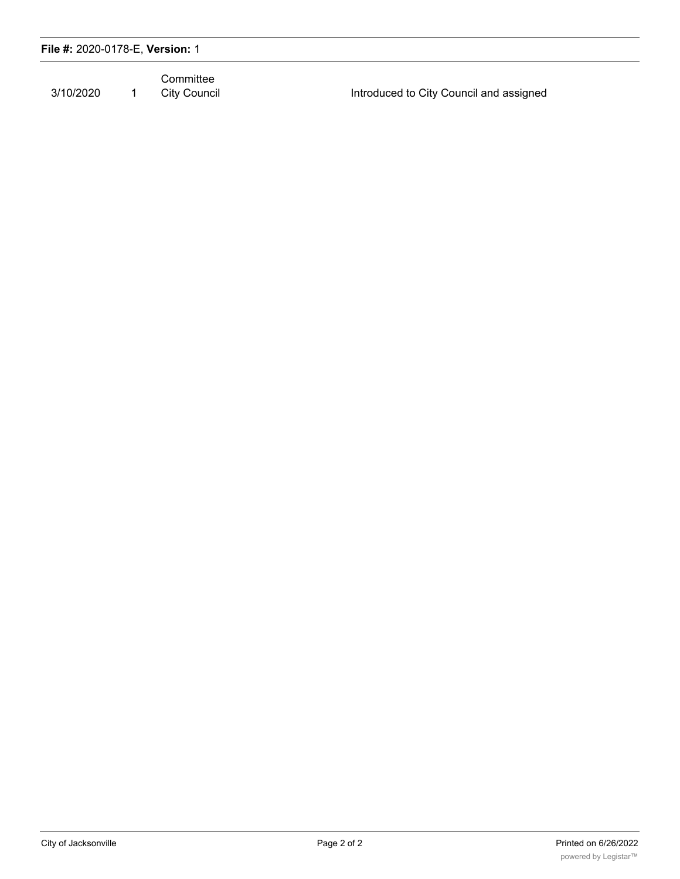**File #:** 2020-0178-E, **Version:** 1

| | | | |
|---|---|---|---|
| | | Committee | |
| 3/10/2020 | 1 | City Council | Introduced to City Council and assigned |